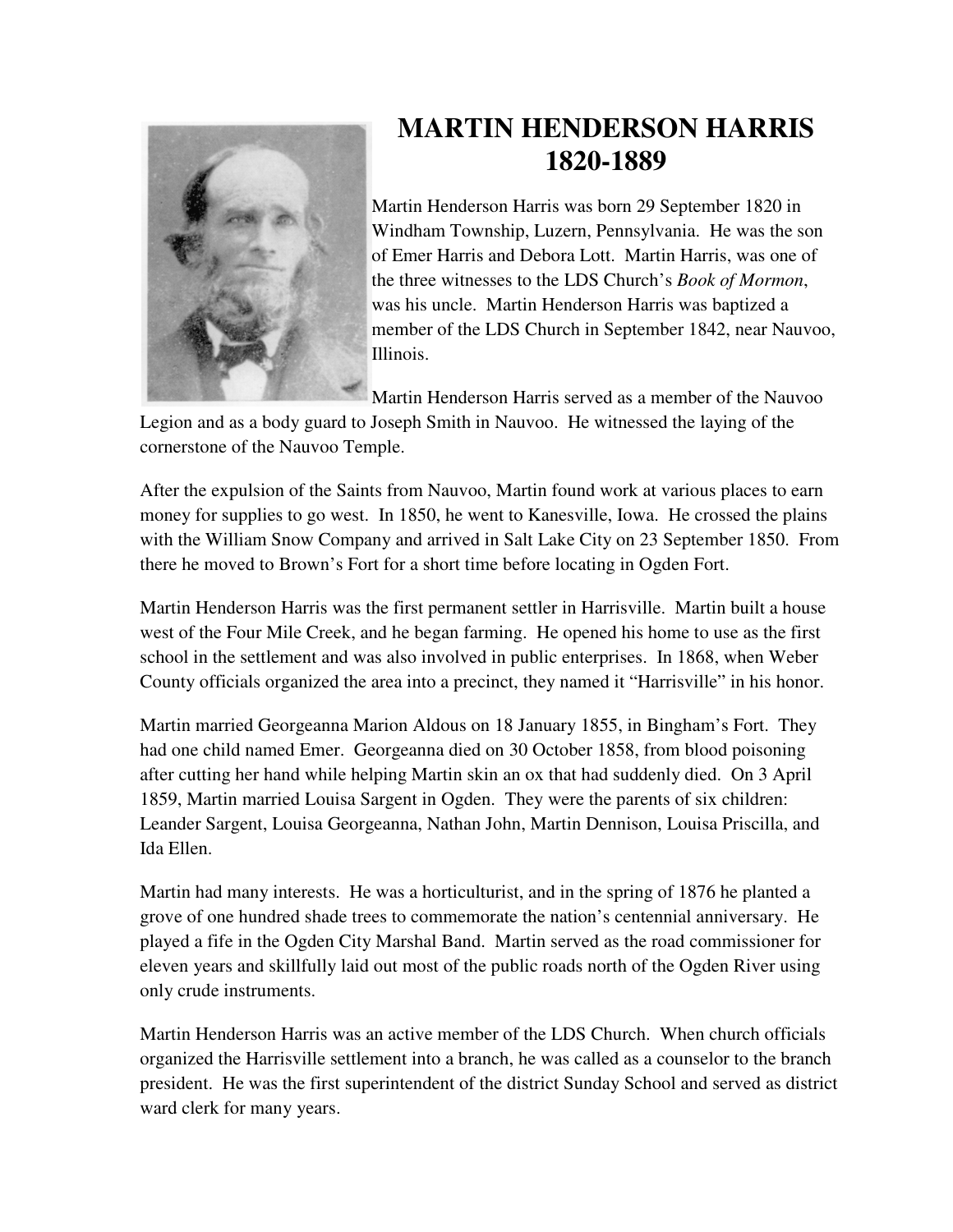# MARTIN HENDERSON HARRIS
# 1820-1889

Martin Henderson Harris was born 29 September 1820 in Windham Township, Luzern, Pennsylvania. He was the son of Emer Harris and Debora Lott. Martin Harris, was one of the three witnesses to the LDS Church's *Book of Mormon*, was his uncle. Martin Henderson Harris was baptized a member of the LDS Church in September 1842, near Nauvoo, Illinois.

Martin Henderson Harris served as a member of the Nauvoo Legion and as a body guard to Joseph Smith in Nauvoo. He witnessed the laying of the cornerstone of the Nauvoo Temple.

After the expulsion of the Saints from Nauvoo, Martin found work at various places to earn money for supplies to go west. In 1850, he went to Kanesville, Iowa. He crossed the plains with the William Snow Company and arrived in Salt Lake City on 23 September 1850. From there he moved to Brown's Fort for a short time before locating in Ogden Fort.

Martin Henderson Harris was the first permanent settler in Harrisville. Martin built a house west of the Four Mile Creek, and he began farming. He opened his home to use as the first school in the settlement and was also involved in public enterprises. In 1868, when Weber County officials organized the area into a precinct, they named it "Harrisville" in his honor.

Martin married Georgeanna Marion Aldous on 18 January 1855, in Bingham's Fort. They had one child named Emer. Georgeanna died on 30 October 1858, from blood poisoning after cutting her hand while helping Martin skin an ox that had suddenly died. On 3 April 1859, Martin married Louisa Sargent in Ogden. They were the parents of six children: Leander Sargent, Louisa Georgeanna, Nathan John, Martin Dennison, Louisa Priscilla, and Ida Ellen.

Martin had many interests. He was a horticulturist, and in the spring of 1876 he planted a grove of one hundred shade trees to commemorate the nation's centennial anniversary. He played a fife in the Ogden City Marshal Band. Martin served as the road commissioner for eleven years and skillfully laid out most of the public roads north of the Ogden River using only crude instruments.

Martin Henderson Harris was an active member of the LDS Church. When church officials organized the Harrisville settlement into a branch, he was called as a counselor to the branch president. He was the first superintendent of the district Sunday School and served as district ward clerk for many years.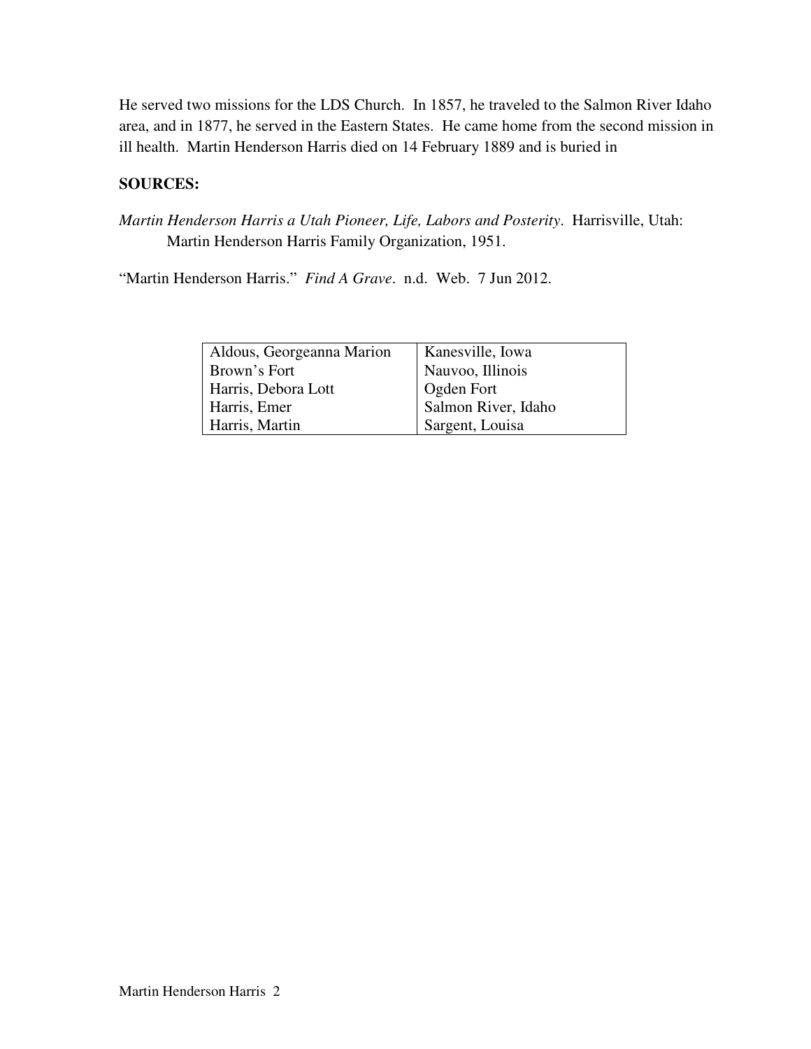He served two missions for the LDS Church. In 1857, he traveled to the Salmon River Idaho area, and in 1877, he served in the Eastern States. He came home from the second mission in ill health. Martin Henderson Harris died on 14 February 1889 and is buried in

**SOURCES:**

*Martin Henderson Harris a Utah Pioneer, Life, Labors and Posterity*. Harrisville, Utah: Martin Henderson Harris Family Organization, 1951.

"Martin Henderson Harris." *Find A Grave*. n.d. Web. 7 Jun 2012.

| | |
|---|---|
| Aldous, Georgeanna Marion | Kanesville, Iowa |
| Brown's Fort | Nauvoo, Illinois |
| Harris, Debora Lott | Ogden Fort |
| Harris, Emer | Salmon River, Idaho |
| Harris, Martin | Sargent, Louisa |